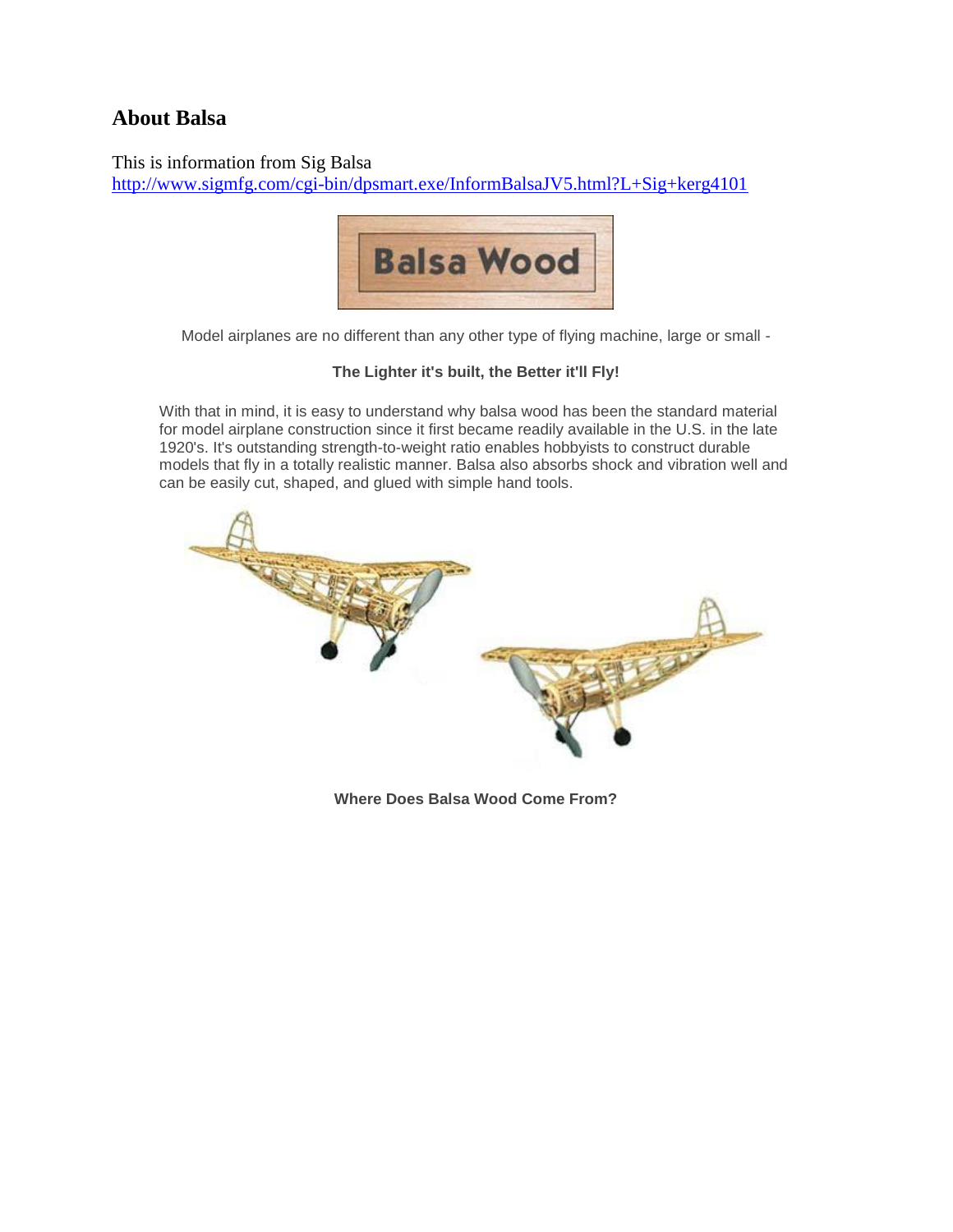## About Balsa

This is information from Sig Balsa
http://www.sigmfg.com/cgi-bin/dpsmart.exe/InformBalsaJV5.html?L+Sig+kerg4101

Model airplanes are no different than any other type of flying machine, large or small -

**The Lighter it's built, the Better it'll Fly!**

With that in mind, it is easy to understand why balsa wood has been the standard material for model airplane construction since it first became readily available in the U.S. in the late 1920's. It's outstanding strength-to-weight ratio enables hobbyists to construct durable models that fly in a totally realistic manner. Balsa also absorbs shock and vibration well and can be easily cut, shaped, and glued with simple hand tools.

**Where Does Balsa Wood Come From?**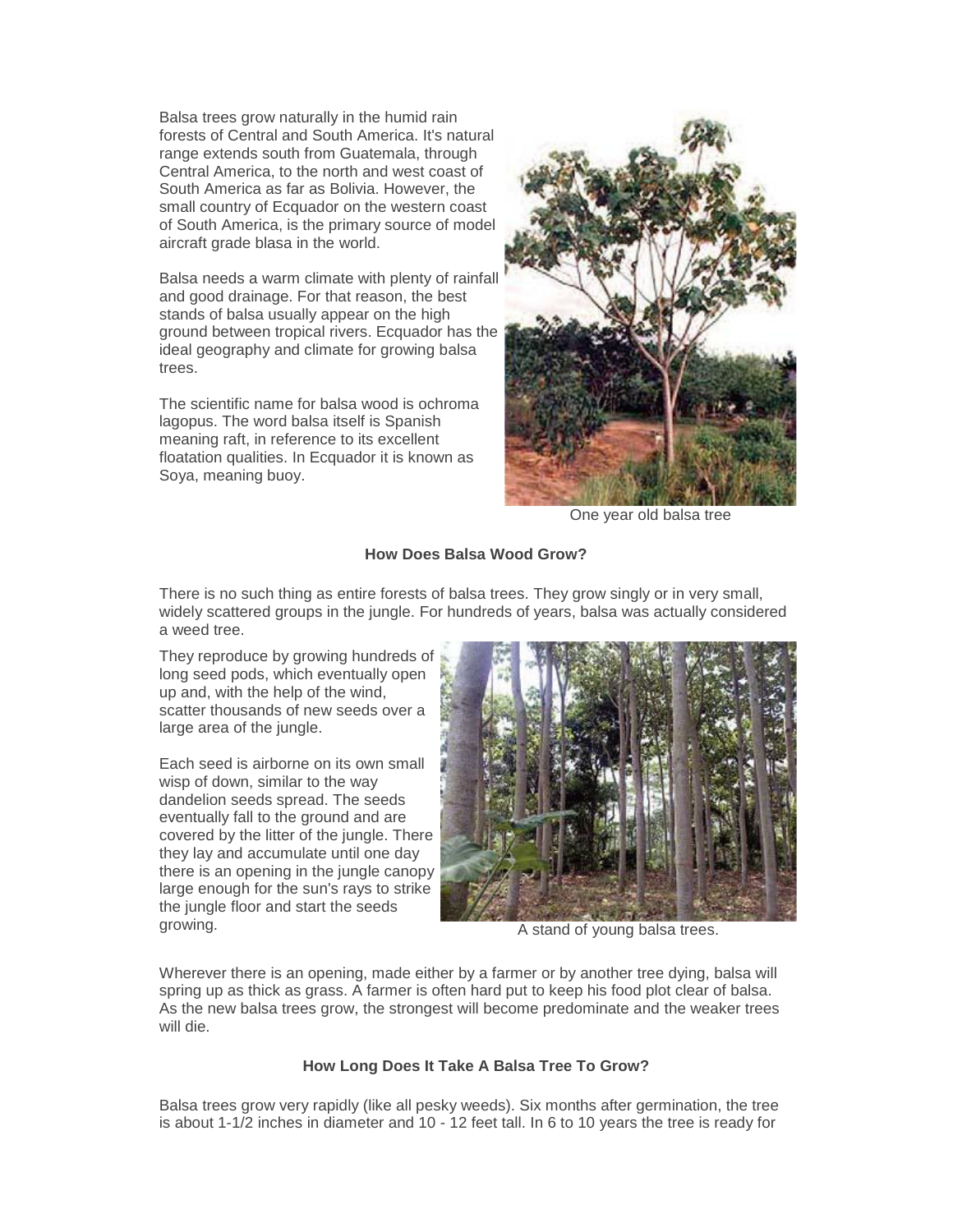Balsa trees grow naturally in the humid rain forests of Central and South America. It's natural range extends south from Guatemala, through Central America, to the north and west coast of South America as far as Bolivia. However, the small country of Ecquador on the western coast of South America, is the primary source of model aircraft grade blasa in the world.

Balsa needs a warm climate with plenty of rainfall and good drainage. For that reason, the best stands of balsa usually appear on the high ground between tropical rivers. Ecquador has the ideal geography and climate for growing balsa trees.

The scientific name for balsa wood is ochroma lagopus. The word balsa itself is Spanish meaning raft, in reference to its excellent floatation qualities. In Ecquador it is known as Soya, meaning buoy.

One year old balsa tree

**How Does Balsa Wood Grow?**

There is no such thing as entire forests of balsa trees. They grow singly or in very small, widely scattered groups in the jungle. For hundreds of years, balsa was actually considered a weed tree.

They reproduce by growing hundreds of long seed pods, which eventually open up and, with the help of the wind, scatter thousands of new seeds over a large area of the jungle.

Each seed is airborne on its own small wisp of down, similar to the way dandelion seeds spread. The seeds eventually fall to the ground and are covered by the litter of the jungle. There they lay and accumulate until one day there is an opening in the jungle canopy large enough for the sun's rays to strike the jungle floor and start the seeds growing.

A stand of young balsa trees.

Wherever there is an opening, made either by a farmer or by another tree dying, balsa will spring up as thick as grass. A farmer is often hard put to keep his food plot clear of balsa. As the new balsa trees grow, the strongest will become predominate and the weaker trees will die.

**How Long Does It Take A Balsa Tree To Grow?**

Balsa trees grow very rapidly (like all pesky weeds). Six months after germination, the tree is about 1-1/2 inches in diameter and 10 - 12 feet tall. In 6 to 10 years the tree is ready for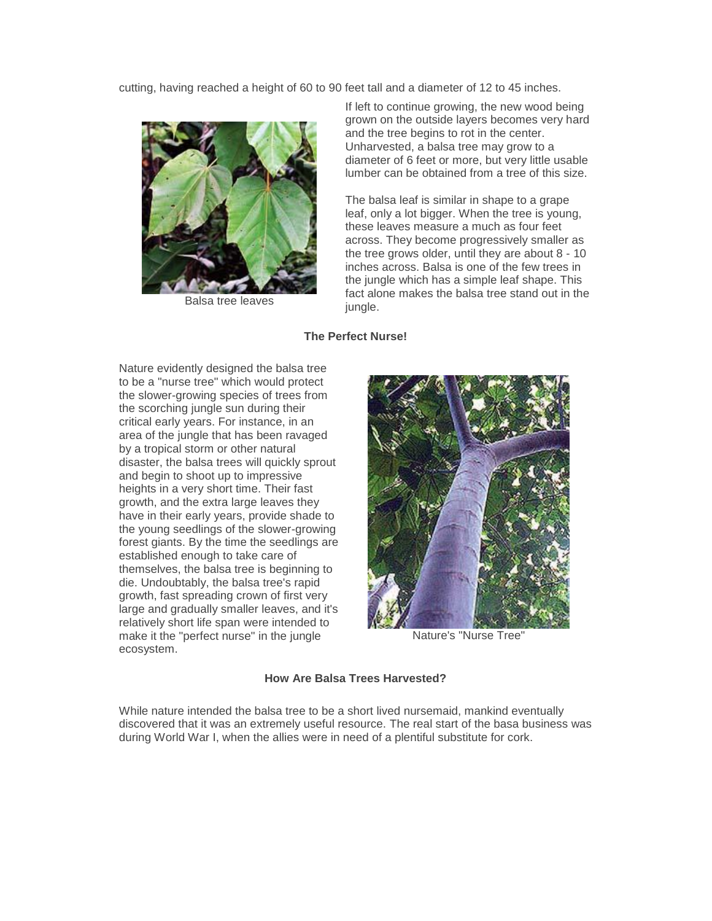cutting, having reached a height of 60 to 90 feet tall and a diameter of 12 to 45 inches.

If left to continue growing, the new wood being grown on the outside layers becomes very hard and the tree begins to rot in the center. Unharvested, a balsa tree may grow to a diameter of 6 feet or more, but very little usable lumber can be obtained from a tree of this size.

Balsa tree leaves

The balsa leaf is similar in shape to a grape leaf, only a lot bigger. When the tree is young, these leaves measure a much as four feet across. They become progressively smaller as the tree grows older, until they are about 8 - 10 inches across. Balsa is one of the few trees in the jungle which has a simple leaf shape. This fact alone makes the balsa tree stand out in the jungle.

**The Perfect Nurse!**

Nature evidently designed the balsa tree to be a "nurse tree" which would protect the slower-growing species of trees from the scorching jungle sun during their critical early years. For instance, in an area of the jungle that has been ravaged by a tropical storm or other natural disaster, the balsa trees will quickly sprout and begin to shoot up to impressive heights in a very short time. Their fast growth, and the extra large leaves they have in their early years, provide shade to the young seedlings of the slower-growing forest giants. By the time the seedlings are established enough to take care of themselves, the balsa tree is beginning to die. Undoubtably, the balsa tree's rapid growth, fast spreading crown of first very large and gradually smaller leaves, and it's relatively short life span were intended to make it the "perfect nurse" in the jungle ecosystem.

Nature's "Nurse Tree"

**How Are Balsa Trees Harvested?**

While nature intended the balsa tree to be a short lived nursemaid, mankind eventually discovered that it was an extremely useful resource. The real start of the basa business was during World War I, when the allies were in need of a plentiful substitute for cork.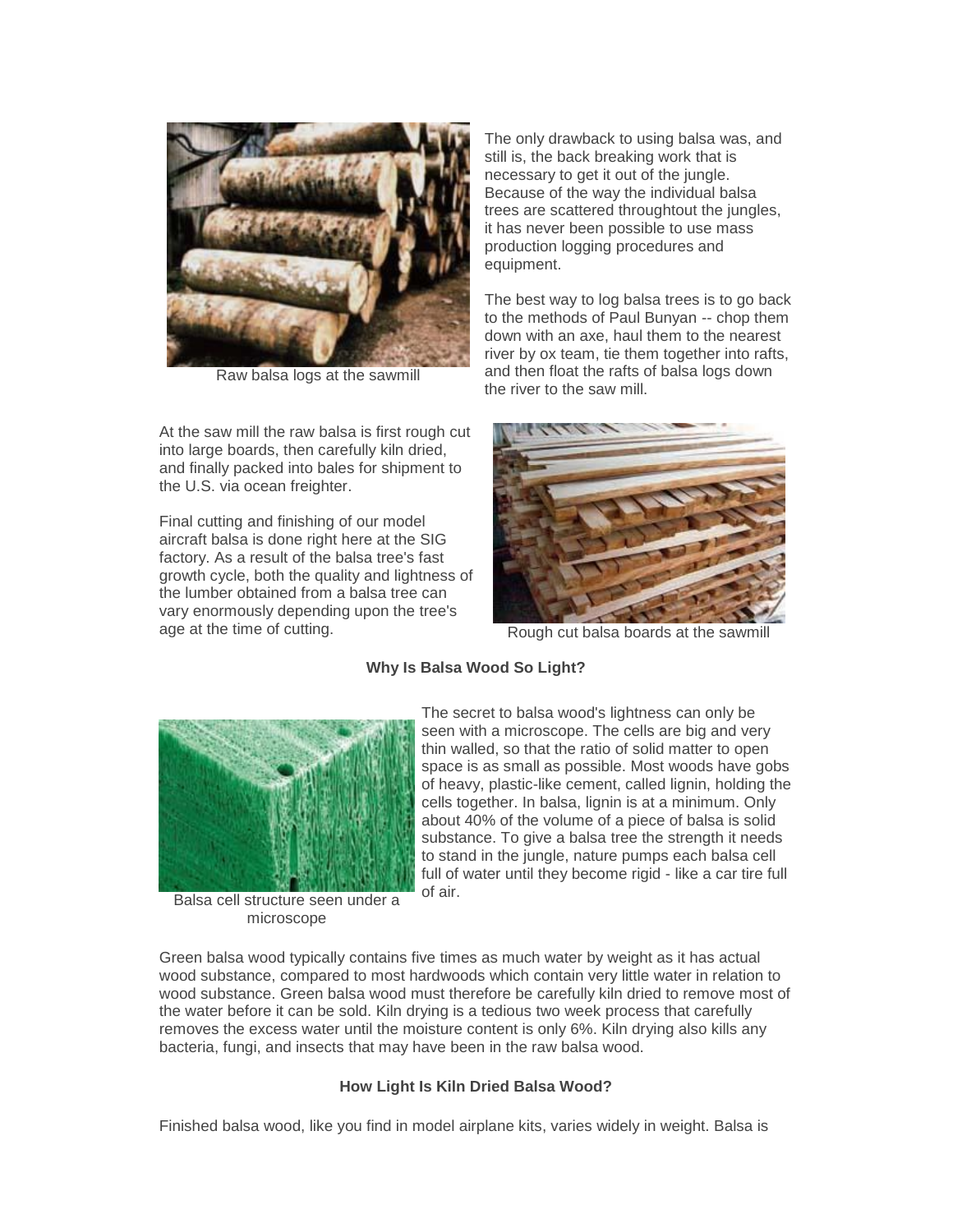The only drawback to using balsa was, and still is, the back breaking work that is necessary to get it out of the jungle. Because of the way the individual balsa trees are scattered throughtout the jungles, it has never been possible to use mass production logging procedures and equipment.

The best way to log balsa trees is to go back to the methods of Paul Bunyan -- chop them down with an axe, haul them to the nearest river by ox team, tie them together into rafts, and then float the rafts of balsa logs down the river to the saw mill.

Raw balsa logs at the sawmill

At the saw mill the raw balsa is first rough cut into large boards, then carefully kiln dried, and finally packed into bales for shipment to the U.S. via ocean freighter.

Final cutting and finishing of our model aircraft balsa is done right here at the SIG factory. As a result of the balsa tree's fast growth cycle, both the quality and lightness of the lumber obtained from a balsa tree can vary enormously depending upon the tree's age at the time of cutting.

Rough cut balsa boards at the sawmill

**Why Is Balsa Wood So Light?**

The secret to balsa wood's lightness can only be seen with a microscope. The cells are big and very thin walled, so that the ratio of solid matter to open space is as small as possible. Most woods have gobs of heavy, plastic-like cement, called lignin, holding the cells together. In balsa, lignin is at a minimum. Only about 40% of the volume of a piece of balsa is solid substance. To give a balsa tree the strength it needs to stand in the jungle, nature pumps each balsa cell full of water until they become rigid - like a car tire full of air.

Balsa cell structure seen under a microscope

Green balsa wood typically contains five times as much water by weight as it has actual wood substance, compared to most hardwoods which contain very little water in relation to wood substance. Green balsa wood must therefore be carefully kiln dried to remove most of the water before it can be sold. Kiln drying is a tedious two week process that carefully removes the excess water until the moisture content is only 6%. Kiln drying also kills any bacteria, fungi, and insects that may have been in the raw balsa wood.

**How Light Is Kiln Dried Balsa Wood?**

Finished balsa wood, like you find in model airplane kits, varies widely in weight. Balsa is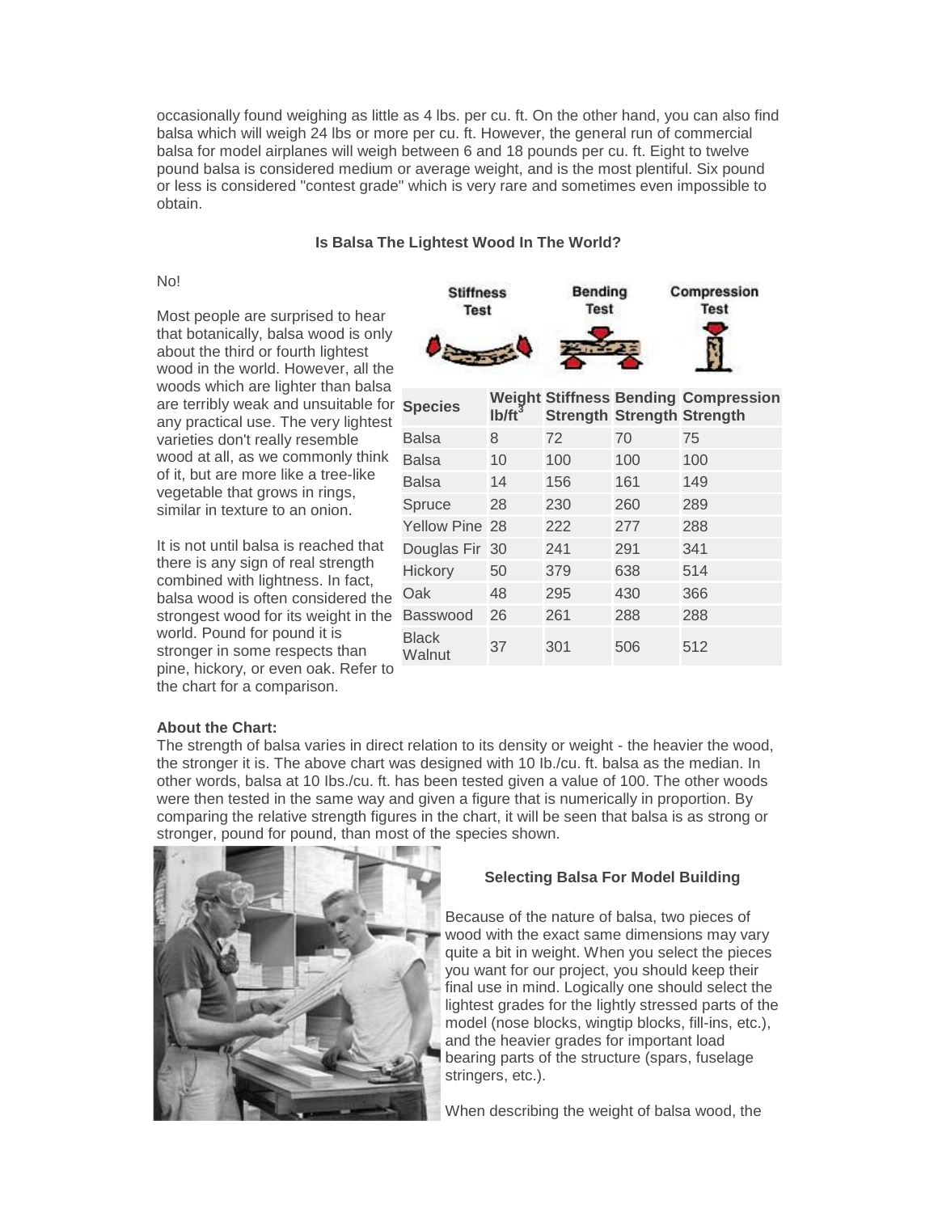occasionally found weighing as little as 4 lbs. per cu. ft. On the other hand, you can also find balsa which will weigh 24 lbs or more per cu. ft. However, the general run of commercial balsa for model airplanes will weigh between 6 and 18 pounds per cu. ft. Eight to twelve pound balsa is considered medium or average weight, and is the most plentiful. Six pound or less is considered "contest grade" which is very rare and sometimes even impossible to obtain.

### Is Balsa The Lightest Wood In The World?

No!

Most people are surprised to hear that botanically, balsa wood is only about the third or fourth lightest wood in the world. However, all the woods which are lighter than balsa are terribly weak and unsuitable for any practical use. The very lightest varieties don't really resemble wood at all, as we commonly think of it, but are more like a tree-like vegetable that grows in rings, similar in texture to an onion.

It is not until balsa is reached that there is any sign of real strength combined with lightness. In fact, balsa wood is often considered the strongest wood for its weight in the world. Pound for pound it is stronger in some respects than pine, hickory, or even oak. Refer to the chart for a comparison.

Stiffness Test — Bending Test — Compression Test

| Species | Weight $lb/ft^3$ | Stiffness Strength | Bending Strength | Compression Strength |
|---|---|---|---|---|
| Balsa | 8 | 72 | 70 | 75 |
| Balsa | 10 | 100 | 100 | 100 |
| Balsa | 14 | 156 | 161 | 149 |
| Spruce | 28 | 230 | 260 | 289 |
| Yellow Pine | 28 | 222 | 277 | 288 |
| Douglas Fir | 30 | 241 | 291 | 341 |
| Hickory | 50 | 379 | 638 | 514 |
| Oak | 48 | 295 | 430 | 366 |
| Basswood | 26 | 261 | 288 | 288 |
| Black Walnut | 37 | 301 | 506 | 512 |

**About the Chart:**
The strength of balsa varies in direct relation to its density or weight - the heavier the wood, the stronger it is. The above chart was designed with 10 Ib./cu. ft. balsa as the median. In other words, balsa at 10 Ibs./cu. ft. has been tested given a value of 100. The other woods were then tested in the same way and given a figure that is numerically in proportion. By comparing the relative strength figures in the chart, it will be seen that balsa is as strong or stronger, pound for pound, than most of the species shown.

### Selecting Balsa For Model Building

Because of the nature of balsa, two pieces of wood with the exact same dimensions may vary quite a bit in weight. When you select the pieces you want for our project, you should keep their final use in mind. Logically one should select the lightest grades for the lightly stressed parts of the model (nose blocks, wingtip blocks, fill-ins, etc.), and the heavier grades for important load bearing parts of the structure (spars, fuselage stringers, etc.).

When describing the weight of balsa wood, the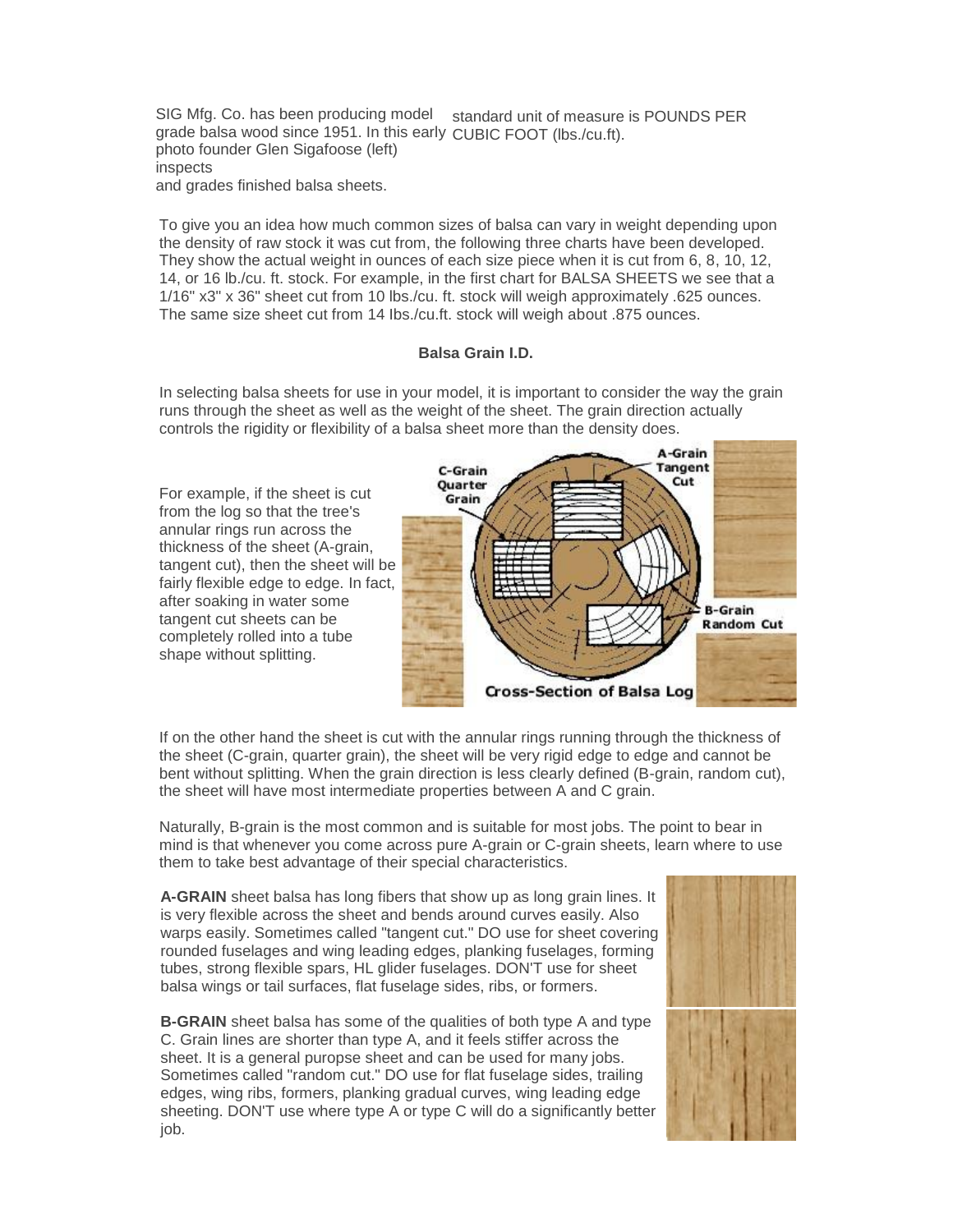SIG Mfg. Co. has been producing model grade balsa wood since 1951. In this early photo founder Glen Sigafoose (left) inspects and grades finished balsa sheets.

standard unit of measure is POUNDS PER CUBIC FOOT (lbs./cu.ft).

To give you an idea how much common sizes of balsa can vary in weight depending upon the density of raw stock it was cut from, the following three charts have been developed. They show the actual weight in ounces of each size piece when it is cut from 6, 8, 10, 12, 14, or 16 lb./cu. ft. stock. For example, in the first chart for BALSA SHEETS we see that a 1/16" x3" x 36" sheet cut from 10 lbs./cu. ft. stock will weigh approximately .625 ounces. The same size sheet cut from 14 lbs./cu.ft. stock will weigh about .875 ounces.

**Balsa Grain I.D.**

In selecting balsa sheets for use in your model, it is important to consider the way the grain runs through the sheet as well as the weight of the sheet. The grain direction actually controls the rigidity or flexibility of a balsa sheet more than the density does.

For example, if the sheet is cut from the log so that the tree's annular rings run across the thickness of the sheet (A-grain, tangent cut), then the sheet will be fairly flexible edge to edge. In fact, after soaking in water some tangent cut sheets can be completely rolled into a tube shape without splitting.

If on the other hand the sheet is cut with the annular rings running through the thickness of the sheet (C-grain, quarter grain), the sheet will be very rigid edge to edge and cannot be bent without splitting. When the grain direction is less clearly defined (B-grain, random cut), the sheet will have most intermediate properties between A and C grain.

Naturally, B-grain is the most common and is suitable for most jobs. The point to bear in mind is that whenever you come across pure A-grain or C-grain sheets, learn where to use them to take best advantage of their special characteristics.

**A-GRAIN** sheet balsa has long fibers that show up as long grain lines. It is very flexible across the sheet and bends around curves easily. Also warps easily. Sometimes called "tangent cut." DO use for sheet covering rounded fuselages and wing leading edges, planking fuselages, forming tubes, strong flexible spars, HL glider fuselages. DON'T use for sheet balsa wings or tail surfaces, flat fuselage sides, ribs, or formers.

**B-GRAIN** sheet balsa has some of the qualities of both type A and type C. Grain lines are shorter than type A, and it feels stiffer across the sheet. It is a general puropse sheet and can be used for many jobs. Sometimes called "random cut." DO use for flat fuselage sides, trailing edges, wing ribs, formers, planking gradual curves, wing leading edge sheeting. DON'T use where type A or type C will do a significantly better job.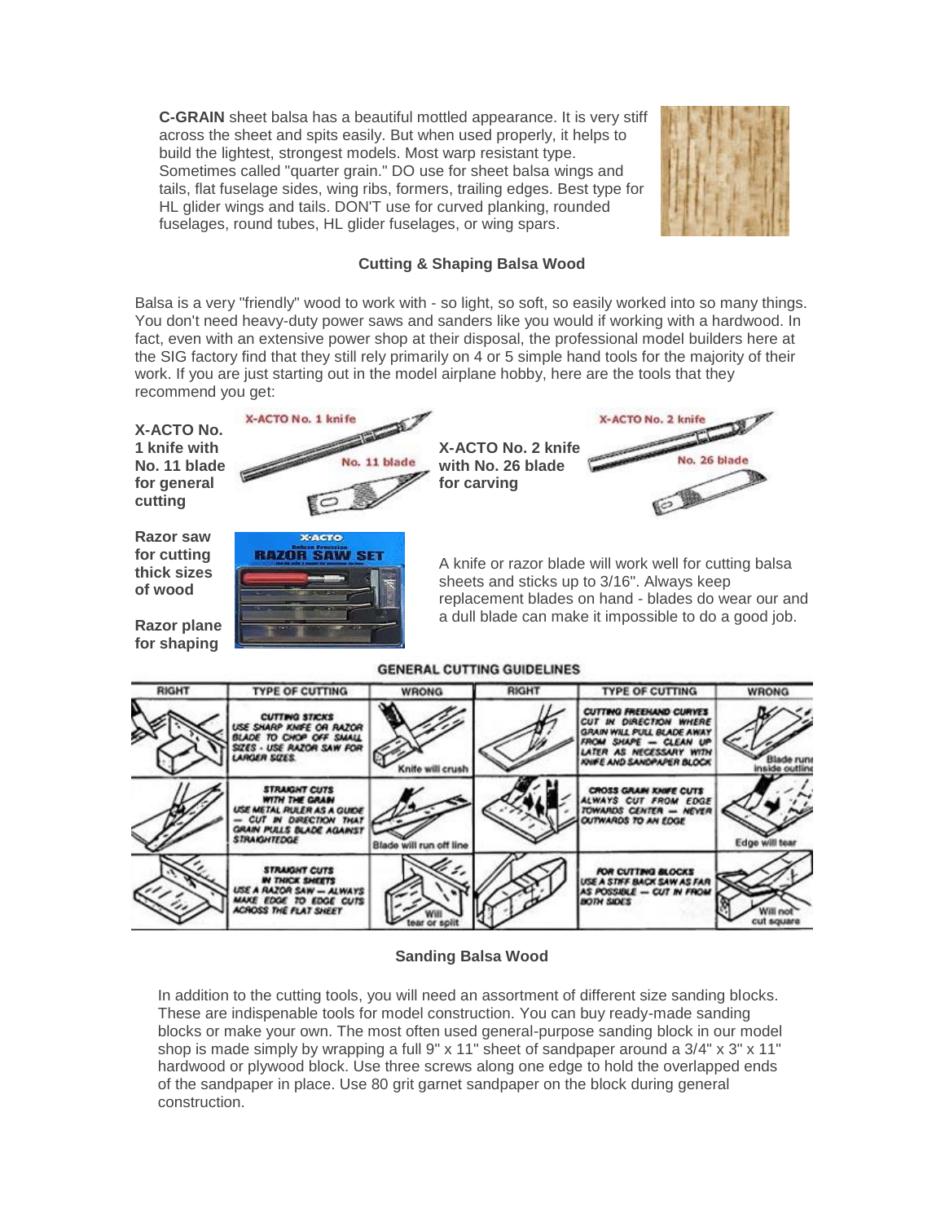**C-GRAIN** sheet balsa has a beautiful mottled appearance. It is very stiff across the sheet and spits easily. But when used properly, it helps to build the lightest, strongest models. Most warp resistant type. Sometimes called "quarter grain." DO use for sheet balsa wings and tails, flat fuselage sides, wing ribs, formers, trailing edges. Best type for HL glider wings and tails. DON'T use for curved planking, rounded fuselages, round tubes, HL glider fuselages, or wing spars.

### Cutting & Shaping Balsa Wood

Balsa is a very "friendly" wood to work with - so light, so soft, so easily worked into so many things. You don't need heavy-duty power saws and sanders like you would if working with a hardwood. In fact, even with an extensive power shop at their disposal, the professional model builders here at the SIG factory find that they still rely primarily on 4 or 5 simple hand tools for the majority of their work. If you are just starting out in the model airplane hobby, here are the tools that they recommend you get:

**X-ACTO No. 1 knife with No. 11 blade for general cutting**

**X-ACTO No. 2 knife with No. 26 blade for carving**

**Razor saw for cutting thick sizes of wood**

**Razor plane for shaping**

A knife or razor blade will work well for cutting balsa sheets and sticks up to 3/16". Always keep replacement blades on hand - blades do wear our and a dull blade can make it impossible to do a good job.

**GENERAL CUTTING GUIDELINES**

| RIGHT | TYPE OF CUTTING | WRONG | RIGHT | TYPE OF CUTTING | WRONG |
|---|---|---|---|---|---|
| | CUTTING STICKS USE SHARP KNIFE OR RAZOR BLADE TO CHOP OFF SMALL SIZES - USE RAZOR SAW FOR LARGER SIZES. | Knife will crush | | CUTTING FREEHAND CURVES CUT IN DIRECTION WHERE GRAIN WILL PULL BLADE AWAY FROM SHAPE — CLEAN UP LATER AS NECESSARY WITH KNIFE AND SANDPAPER BLOCK | Blade runs inside outline |
| | STRAIGHT CUTS WITH THE GRAIN USE METAL RULER AS A GUIDE — CUT IN DIRECTION THAT GRAIN PULLS BLADE AGAINST STRAIGHTEDGE | Blade will run off line | | CROSS GRAIN KNIFE CUTS ALWAYS CUT FROM EDGE TOWARDS CENTER — NEVER OUTWARDS TO AN EDGE | Edge will tear |
| | STRAIGHT CUTS IN THICK SHEETS USE A RAZOR SAW — ALWAYS MAKE EDGE TO EDGE CUTS ACROSS THE FLAT SHEET | Will tear or split | | FOR CUTTING BLOCKS USE A STIFF BACK SAW AS FAR AS POSSIBLE — CUT IN FROM BOTH SIDES | Will not cut square |

### Sanding Balsa Wood

In addition to the cutting tools, you will need an assortment of different size sanding blocks. These are indispenable tools for model construction. You can buy ready-made sanding blocks or make your own. The most often used general-purpose sanding block in our model shop is made simply by wrapping a full 9" x 11" sheet of sandpaper around a 3/4" x 3" x 11" hardwood or plywood block. Use three screws along one edge to hold the overlapped ends of the sandpaper in place. Use 80 grit garnet sandpaper on the block during general construction.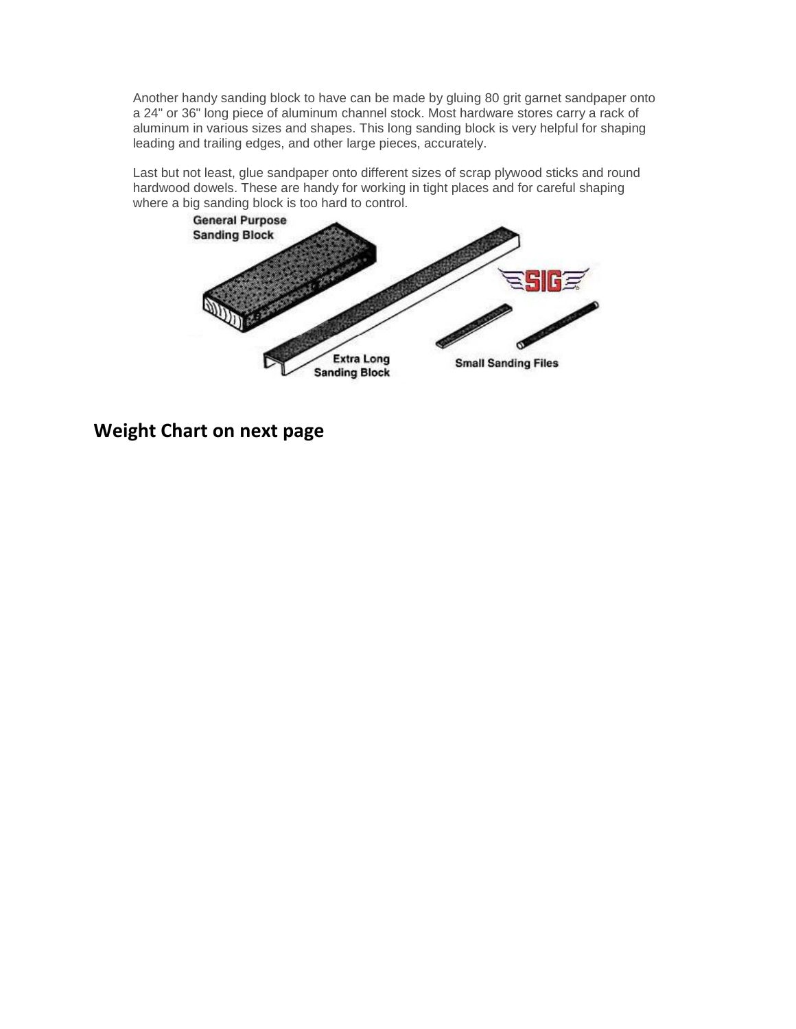Another handy sanding block to have can be made by gluing 80 grit garnet sandpaper onto a 24" or 36" long piece of aluminum channel stock. Most hardware stores carry a rack of aluminum in various sizes and shapes. This long sanding block is very helpful for shaping leading and trailing edges, and other large pieces, accurately.

Last but not least, glue sandpaper onto different sizes of scrap plywood sticks and round hardwood dowels. These are handy for working in tight places and for careful shaping where a big sanding block is too hard to control.

General Purpose Sanding Block

Extra Long Sanding Block

Small Sanding Files

## Weight Chart on next page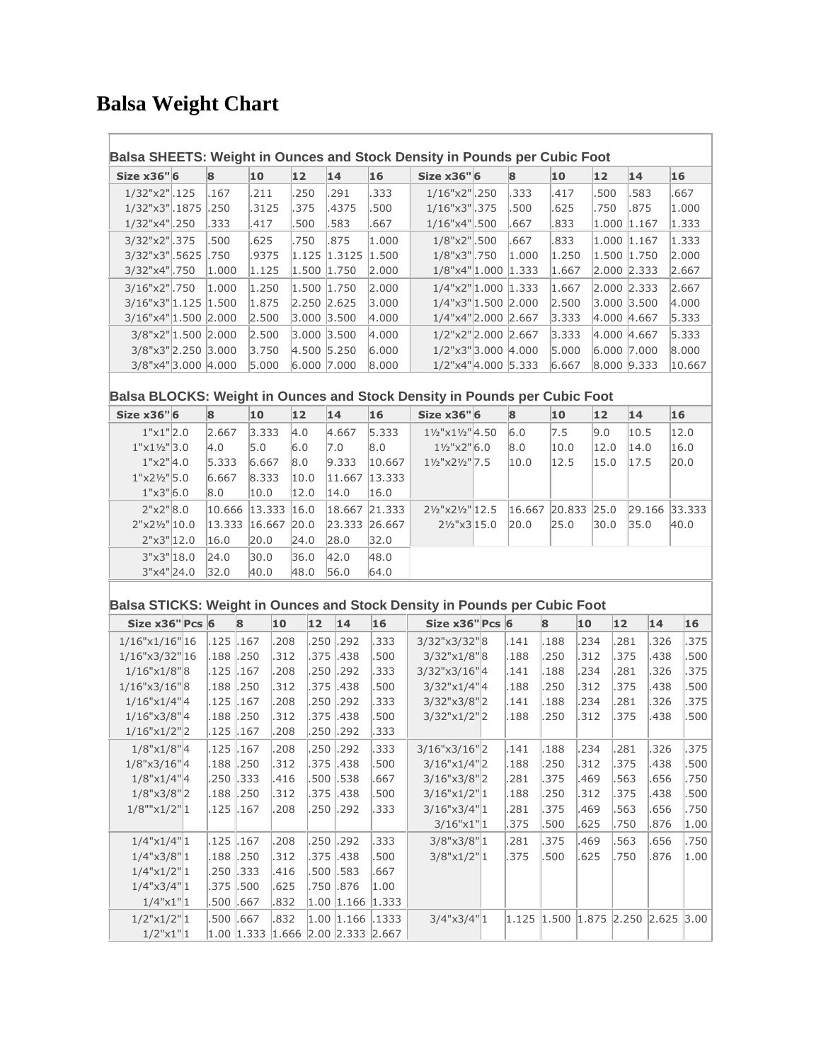# Balsa Weight Chart

**Balsa SHEETS: Weight in Ounces and Stock Density in Pounds per Cubic Foot**

| Size x36" | 6 | 8 | 10 | 12 | 14 | 16 | Size x36" | 6 | 8 | 10 | 12 | 14 | 16 |
|---|---|---|---|---|---|---|---|---|---|---|---|---|---|
| 1/32"x2" | .125 | .167 | .211 | .250 | .291 | .333 | 1/16"x2" | .250 | .333 | .417 | .500 | .583 | .667 |
| 1/32"x3" | .1875 | .250 | .3125 | .375 | .4375 | .500 | 1/16"x3" | .375 | .500 | .625 | .750 | .875 | 1.000 |
| 1/32"x4" | .250 | .333 | .417 | .500 | .583 | .667 | 1/16"x4" | .500 | .667 | .833 | 1.000 | 1.167 | 1.333 |
| 3/32"x2" | .375 | .500 | .625 | .750 | .875 | 1.000 | 1/8"x2" | .500 | .667 | .833 | 1.000 | 1.167 | 1.333 |
| 3/32"x3" | .5625 | .750 | .9375 | 1.125 | 1.3125 | 1.500 | 1/8"x3" | .750 | 1.000 | 1.250 | 1.500 | 1.750 | 2.000 |
| 3/32"x4" | .750 | 1.000 | 1.125 | 1.500 | 1.750 | 2.000 | 1/8"x4" | 1.000 | 1.333 | 1.667 | 2.000 | 2.333 | 2.667 |
| 3/16"x2" | .750 | 1.000 | 1.250 | 1.500 | 1.750 | 2.000 | 1/4"x2" | 1.000 | 1.333 | 1.667 | 2.000 | 2.333 | 2.667 |
| 3/16"x3" | 1.125 | 1.500 | 1.875 | 2.250 | 2.625 | 3.000 | 1/4"x3" | 1.500 | 2.000 | 2.500 | 3.000 | 3.500 | 4.000 |
| 3/16"x4" | 1.500 | 2.000 | 2.500 | 3.000 | 3.500 | 4.000 | 1/4"x4" | 2.000 | 2.667 | 3.333 | 4.000 | 4.667 | 5.333 |
| 3/8"x2" | 1.500 | 2.000 | 2.500 | 3.000 | 3.500 | 4.000 | 1/2"x2" | 2.000 | 2.667 | 3.333 | 4.000 | 4.667 | 5.333 |
| 3/8"x3" | 2.250 | 3.000 | 3.750 | 4.500 | 5.250 | 6.000 | 1/2"x3" | 3.000 | 4.000 | 5.000 | 6.000 | 7.000 | 8.000 |
| 3/8"x4" | 3.000 | 4.000 | 5.000 | 6.000 | 7.000 | 8.000 | 1/2"x4" | 4.000 | 5.333 | 6.667 | 8.000 | 9.333 | 10.667 |

**Balsa BLOCKS: Weight in Ounces and Stock Density in Pounds per Cubic Foot**

| Size x36" | 6 | 8 | 10 | 12 | 14 | 16 | Size x36" | 6 | 8 | 10 | 12 | 14 | 16 |
|---|---|---|---|---|---|---|---|---|---|---|---|---|---|
| 1"x1" | 2.0 | 2.667 | 3.333 | 4.0 | 4.667 | 5.333 | 1½"x1½" | 4.50 | 6.0 | 7.5 | 9.0 | 10.5 | 12.0 |
| 1"x1½" | 3.0 | 4.0 | 5.0 | 6.0 | 7.0 | 8.0 | 1½"x2" | 6.0 | 8.0 | 10.0 | 12.0 | 14.0 | 16.0 |
| 1"x2" | 4.0 | 5.333 | 6.667 | 8.0 | 9.333 | 10.667 | 1½"x2½" | 7.5 | 10.0 | 12.5 | 15.0 | 17.5 | 20.0 |
| 1"x2½" | 5.0 | 6.667 | 8.333 | 10.0 | 11.667 | 13.333 | | | | | | | |
| 1"x3" | 6.0 | 8.0 | 10.0 | 12.0 | 14.0 | 16.0 | | | | | | | |
| 2"x2" | 8.0 | 10.666 | 13.333 | 16.0 | 18.667 | 21.333 | 2½"x2½" | 12.5 | 16.667 | 20.833 | 25.0 | 29.166 | 33.333 |
| 2"x2½" | 10.0 | 13.333 | 16.667 | 20.0 | 23.333 | 26.667 | 2½"x3 | 15.0 | 20.0 | 25.0 | 30.0 | 35.0 | 40.0 |
| 2"x3" | 12.0 | 16.0 | 20.0 | 24.0 | 28.0 | 32.0 | | | | | | | |
| 3"x3" | 18.0 | 24.0 | 30.0 | 36.0 | 42.0 | 48.0 | | | | | | | |
| 3"x4" | 24.0 | 32.0 | 40.0 | 48.0 | 56.0 | 64.0 | | | | | | | |

**Balsa STICKS: Weight in Ounces and Stock Density in Pounds per Cubic Foot**

| Size x36" | Pcs | 6 | 8 | 10 | 12 | 14 | 16 | Size x36" | Pcs | 6 | 8 | 10 | 12 | 14 | 16 |
|---|---|---|---|---|---|---|---|---|---|---|---|---|---|---|---|
| 1/16"x1/16" | 16 | .125 | .167 | .208 | .250 | .292 | .333 | 3/32"x3/32" | 8 | .141 | .188 | .234 | .281 | .326 | .375 |
| 1/16"x3/32" | 16 | .188 | .250 | .312 | .375 | .438 | .500 | 3/32"x1/8" | 8 | .188 | .250 | .312 | .375 | .438 | .500 |
| 1/16"x1/8" | 8 | .125 | .167 | .208 | .250 | .292 | .333 | 3/32"x3/16" | 4 | .141 | .188 | .234 | .281 | .326 | .375 |
| 1/16"x3/16" | 8 | .188 | .250 | .312 | .375 | .438 | .500 | 3/32"x1/4" | 4 | .188 | .250 | .312 | .375 | .438 | .500 |
| 1/16"x1/4" | 4 | .125 | .167 | .208 | .250 | .292 | .333 | 3/32"x3/8" | 2 | .141 | .188 | .234 | .281 | .326 | .375 |
| 1/16"x3/8" | 4 | .188 | .250 | .312 | .375 | .438 | .500 | 3/32"x1/2" | 2 | .188 | .250 | .312 | .375 | .438 | .500 |
| 1/16"x1/2" | 2 | .125 | .167 | .208 | .250 | .292 | .333 | | | | | | | | |
| 1/8"x1/8" | 4 | .125 | .167 | .208 | .250 | .292 | .333 | 3/16"x3/16" | 2 | .141 | .188 | .234 | .281 | .326 | .375 |
| 1/8"x3/16" | 4 | .188 | .250 | .312 | .375 | .438 | .500 | 3/16"x1/4" | 2 | .188 | .250 | .312 | .375 | .438 | .500 |
| 1/8"x1/4" | 4 | .250 | .333 | .416 | .500 | .538 | .667 | 3/16"x3/8" | 2 | .281 | .375 | .469 | .563 | .656 | .750 |
| 1/8"x3/8" | 2 | .188 | .250 | .312 | .375 | .438 | .500 | 3/16"x1/2" | 1 | .188 | .250 | .312 | .375 | .438 | .500 |
| 1/8""x1/2" | 1 | .125 | .167 | .208 | .250 | .292 | .333 | 3/16"x3/4" | 1 | .281 | .375 | .469 | .563 | .656 | .750 |
| | | | | | | | | 3/16"x1" | 1 | .375 | .500 | .625 | .750 | .876 | 1.00 |
| 1/4"x1/4" | 1 | .125 | .167 | .208 | .250 | .292 | .333 | 3/8"x3/8" | 1 | .281 | .375 | .469 | .563 | .656 | .750 |
| 1/4"x3/8" | 1 | .188 | .250 | .312 | .375 | .438 | .500 | 3/8"x1/2" | 1 | .375 | .500 | .625 | .750 | .876 | 1.00 |
| 1/4"x1/2" | 1 | .250 | .333 | .416 | .500 | .583 | .667 | | | | | | | | |
| 1/4"x3/4" | 1 | .375 | .500 | .625 | .750 | .876 | 1.00 | | | | | | | | |
| 1/4"x1" | 1 | .500 | .667 | .832 | 1.00 | 1.166 | 1.333 | | | | | | | | |
| 1/2"x1/2" | 1 | .500 | .667 | .832 | 1.00 | 1.166 | .1333 | 3/4"x3/4" | 1 | 1.125 | 1.500 | 1.875 | 2.250 | 2.625 | 3.00 |
| 1/2"x1" | 1 | 1.00 | 1.333 | 1.666 | 2.00 | 2.333 | 2.667 | | | | | | | | |